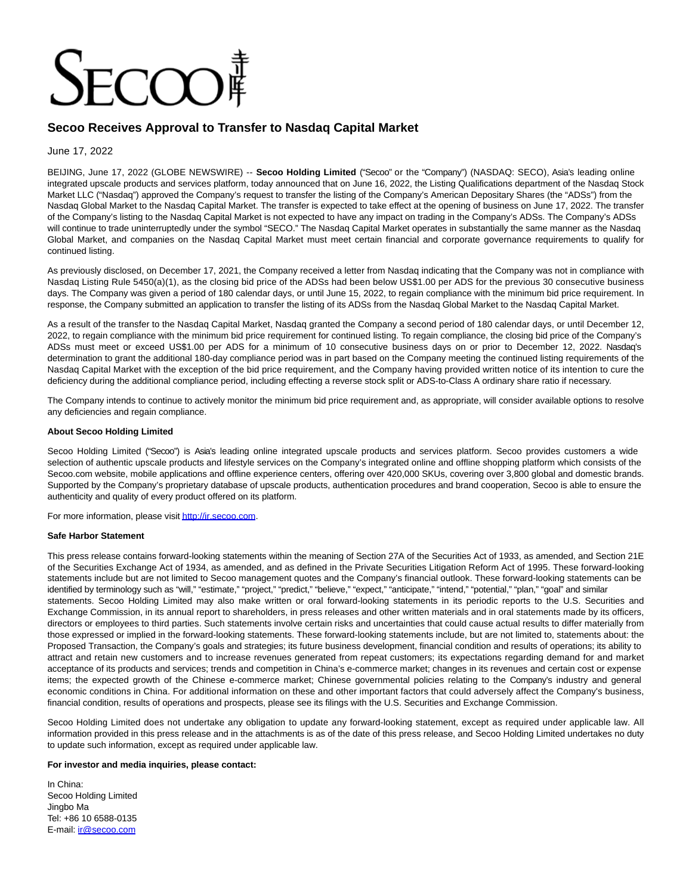# Secoo Receives Approval to Transfer to Nasdaq Capital Market

June 17, 2022

BEIJING, June 17, 2022 (GLOBE NEWSWIRE) -- **Secoo Holding Limited** ("Secoo" or the "Company") (NASDAQ: SECO), Asia's leading online integrated upscale products and services platform, today announced that on June 16, 2022, the Listing Qualifications department of the Nasdaq Stock Market LLC ("Nasdaq") approved the Company's request to transfer the listing of the Company's American Depositary Shares (the "ADSs") from the Nasdaq Global Market to the Nasdaq Capital Market. The transfer is expected to take effect at the opening of business on June 17, 2022. The transfer of the Company's listing to the Nasdaq Capital Market is not expected to have any impact on trading in the Company's ADSs. The Company's ADSs will continue to trade uninterruptedly under the symbol "SECO." The Nasdaq Capital Market operates in substantially the same manner as the Nasdaq Global Market, and companies on the Nasdaq Capital Market must meet certain financial and corporate governance requirements to qualify for continued listing.

As previously disclosed, on December 17, 2021, the Company received a letter from Nasdaq indicating that the Company was not in compliance with Nasdaq Listing Rule 5450(a)(1), as the closing bid price of the ADSs had been below US$1.00 per ADS for the previous 30 consecutive business days. The Company was given a period of 180 calendar days, or until June 15, 2022, to regain compliance with the minimum bid price requirement. In response, the Company submitted an application to transfer the listing of its ADSs from the Nasdaq Global Market to the Nasdaq Capital Market.

As a result of the transfer to the Nasdaq Capital Market, Nasdaq granted the Company a second period of 180 calendar days, or until December 12, 2022, to regain compliance with the minimum bid price requirement for continued listing. To regain compliance, the closing bid price of the Company's ADSs must meet or exceed US$1.00 per ADS for a minimum of 10 consecutive business days on or prior to December 12, 2022. Nasdaq's determination to grant the additional 180-day compliance period was in part based on the Company meeting the continued listing requirements of the Nasdaq Capital Market with the exception of the bid price requirement, and the Company having provided written notice of its intention to cure the deficiency during the additional compliance period, including effecting a reverse stock split or ADS-to-Class A ordinary share ratio if necessary.

The Company intends to continue to actively monitor the minimum bid price requirement and, as appropriate, will consider available options to resolve any deficiencies and regain compliance.

**About Secoo Holding Limited**

Secoo Holding Limited ("Secoo") is Asia's leading online integrated upscale products and services platform. Secoo provides customers a wide selection of authentic upscale products and lifestyle services on the Company's integrated online and offline shopping platform which consists of the Secoo.com website, mobile applications and offline experience centers, offering over 420,000 SKUs, covering over 3,800 global and domestic brands. Supported by the Company's proprietary database of upscale products, authentication procedures and brand cooperation, Secoo is able to ensure the authenticity and quality of every product offered on its platform.

For more information, please visit http://ir.secoo.com.

**Safe Harbor Statement**

This press release contains forward-looking statements within the meaning of Section 27A of the Securities Act of 1933, as amended, and Section 21E of the Securities Exchange Act of 1934, as amended, and as defined in the Private Securities Litigation Reform Act of 1995. These forward-looking statements include but are not limited to Secoo management quotes and the Company's financial outlook. These forward-looking statements can be identified by terminology such as "will," "estimate," "project," "predict," "believe," "expect," "anticipate," "intend," "potential," "plan," "goal" and similar statements. Secoo Holding Limited may also make written or oral forward-looking statements in its periodic reports to the U.S. Securities and Exchange Commission, in its annual report to shareholders, in press releases and other written materials and in oral statements made by its officers, directors or employees to third parties. Such statements involve certain risks and uncertainties that could cause actual results to differ materially from those expressed or implied in the forward-looking statements. These forward-looking statements include, but are not limited to, statements about: the Proposed Transaction, the Company's goals and strategies; its future business development, financial condition and results of operations; its ability to attract and retain new customers and to increase revenues generated from repeat customers; its expectations regarding demand for and market acceptance of its products and services; trends and competition in China's e-commerce market; changes in its revenues and certain cost or expense items; the expected growth of the Chinese e-commerce market; Chinese governmental policies relating to the Company's industry and general economic conditions in China. For additional information on these and other important factors that could adversely affect the Company's business, financial condition, results of operations and prospects, please see its filings with the U.S. Securities and Exchange Commission.

Secoo Holding Limited does not undertake any obligation to update any forward-looking statement, except as required under applicable law. All information provided in this press release and in the attachments is as of the date of this press release, and Secoo Holding Limited undertakes no duty to update such information, except as required under applicable law.

**For investor and media inquiries, please contact:**

In China:
Secoo Holding Limited
Jingbo Ma
Tel: +86 10 6588-0135
E-mail: ir@secoo.com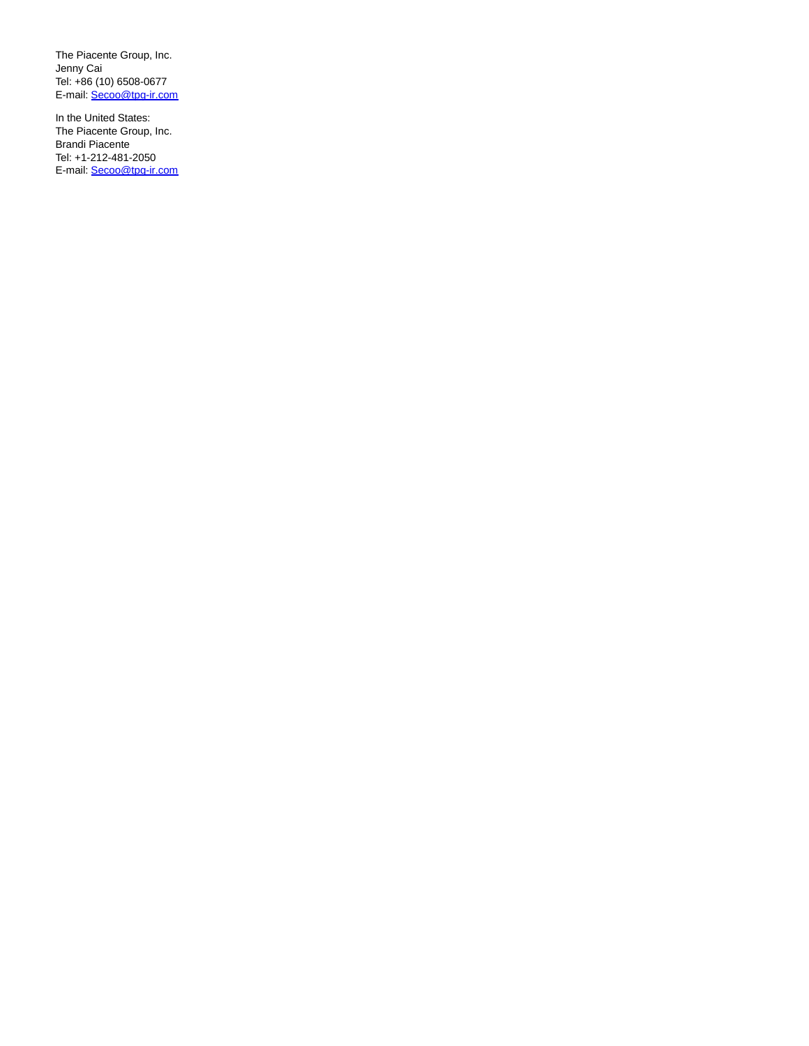The Piacente Group, Inc.
Jenny Cai
Tel: +86 (10) 6508-0677
E-mail: Secoo@tpg-ir.com

In the United States:
The Piacente Group, Inc.
Brandi Piacente
Tel: +1-212-481-2050
E-mail: Secoo@tpg-ir.com